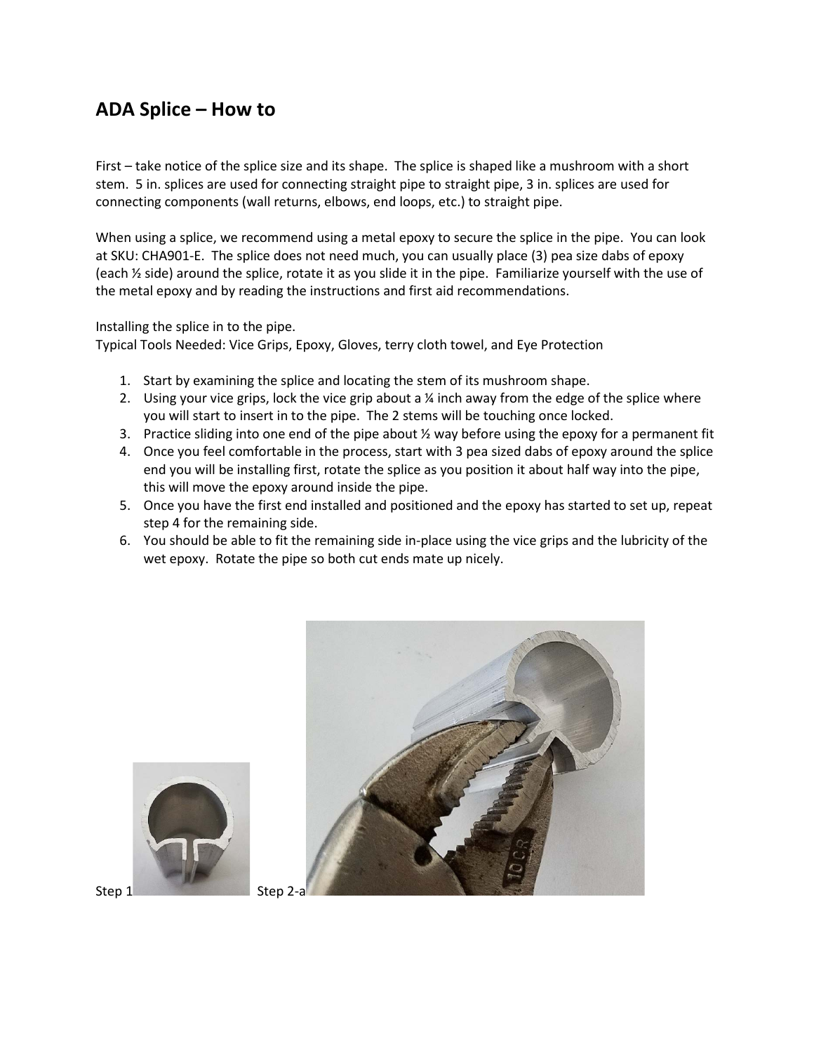## ADA Splice – How to

First – take notice of the splice size and its shape. The splice is shaped like a mushroom with a short stem. 5 in. splices are used for connecting straight pipe to straight pipe, 3 in. splices are used for connecting components (wall returns, elbows, end loops, etc.) to straight pipe.

When using a splice, we recommend using a metal epoxy to secure the splice in the pipe. You can look at SKU: CHA901-E. The splice does not need much, you can usually place (3) pea size dabs of epoxy (each ½ side) around the splice, rotate it as you slide it in the pipe. Familiarize yourself with the use of the metal epoxy and by reading the instructions and first aid recommendations.

Installing the splice in to the pipe.
Typical Tools Needed: Vice Grips, Epoxy, Gloves, terry cloth towel, and Eye Protection

1. Start by examining the splice and locating the stem of its mushroom shape.
2. Using your vice grips, lock the vice grip about a ¼ inch away from the edge of the splice where you will start to insert in to the pipe. The 2 stems will be touching once locked.
3. Practice sliding into one end of the pipe about ½ way before using the epoxy for a permanent fit
4. Once you feel comfortable in the process, start with 3 pea sized dabs of epoxy around the splice end you will be installing first, rotate the splice as you position it about half way into the pipe, this will move the epoxy around inside the pipe.
5. Once you have the first end installed and positioned and the epoxy has started to set up, repeat step 4 for the remaining side.
6. You should be able to fit the remaining side in-place using the vice grips and the lubricity of the wet epoxy. Rotate the pipe so both cut ends mate up nicely.

Step 1

Step 2-a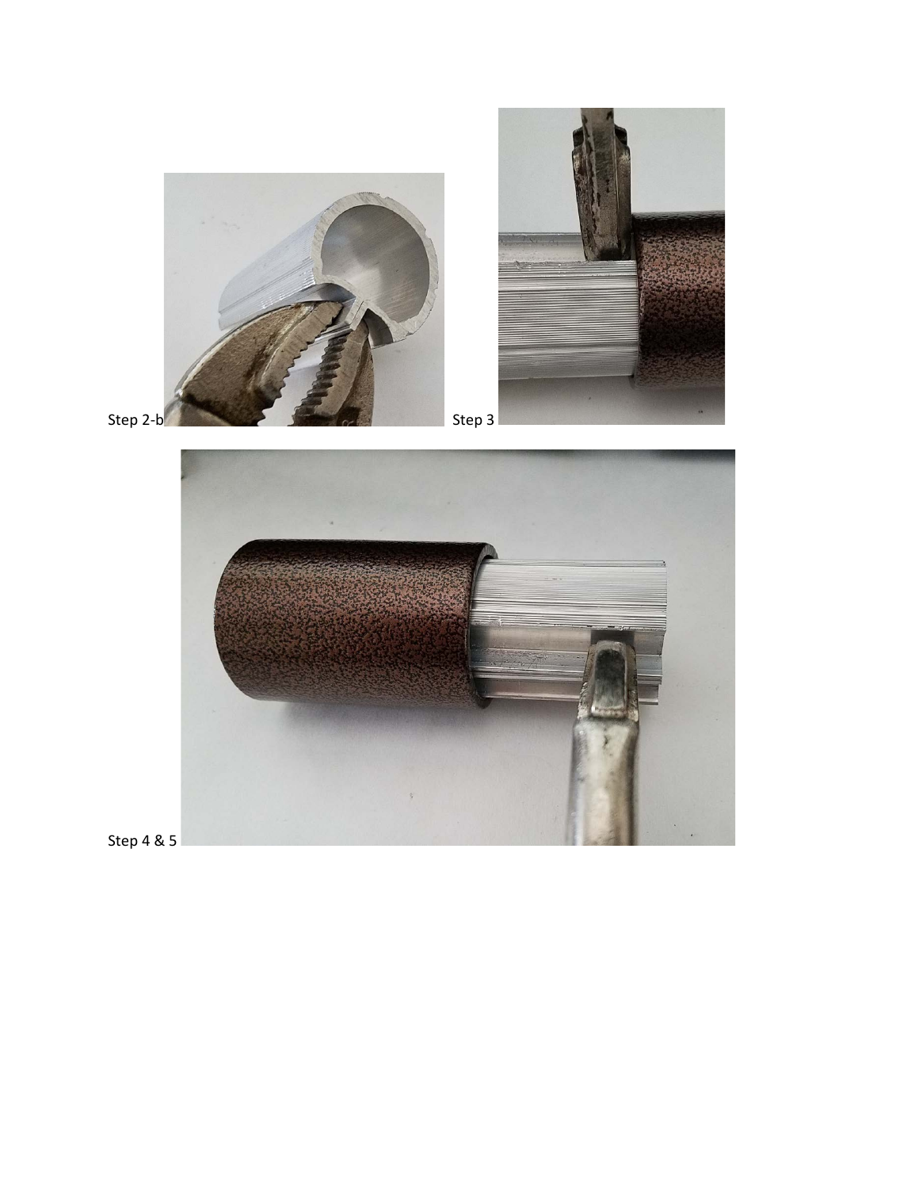Step 2-b

Step 3

Step 4 & 5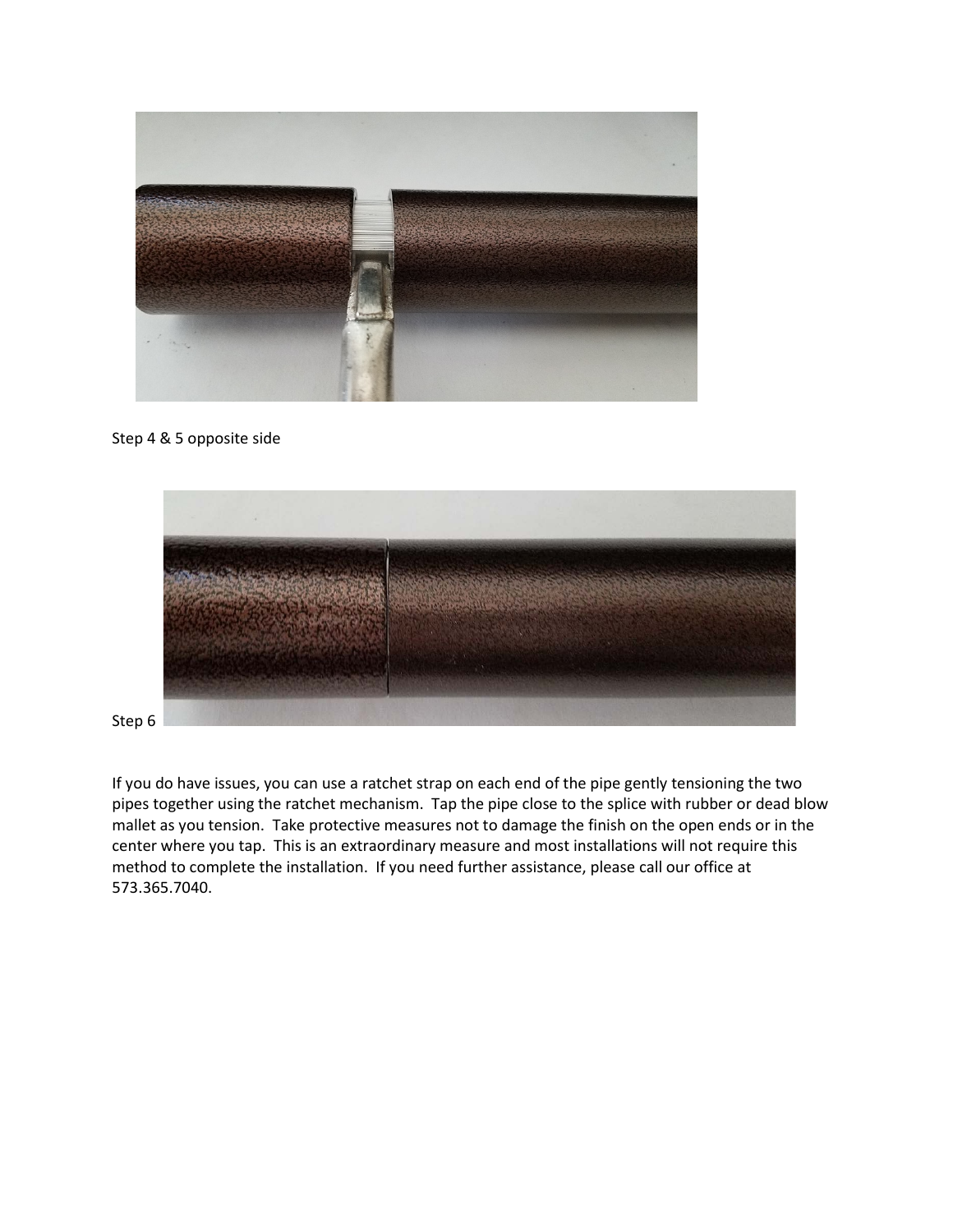Step 4 & 5 opposite side

Step 6

If you do have issues, you can use a ratchet strap on each end of the pipe gently tensioning the two pipes together using the ratchet mechanism. Tap the pipe close to the splice with rubber or dead blow mallet as you tension. Take protective measures not to damage the finish on the open ends or in the center where you tap. This is an extraordinary measure and most installations will not require this method to complete the installation. If you need further assistance, please call our office at 573.365.7040.